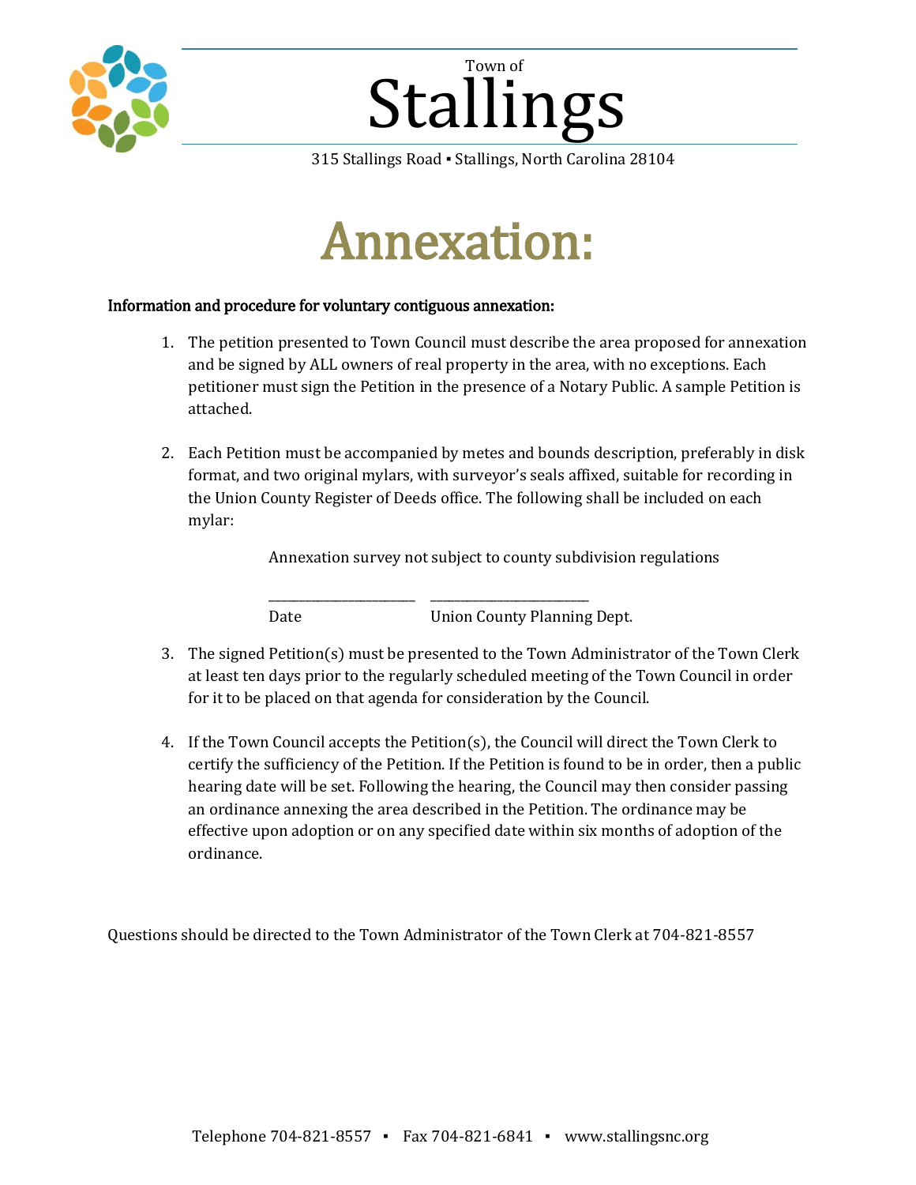Town of

# Stallings

315 Stallings Road ▪ Stallings, North Carolina 28104

# Annexation:

**Information and procedure for voluntary contiguous annexation:**

1. The petition presented to Town Council must describe the area proposed for annexation and be signed by ALL owners of real property in the area, with no exceptions. Each petitioner must sign the Petition in the presence of a Notary Public. A sample Petition is attached.

2. Each Petition must be accompanied by metes and bounds description, preferably in disk format, and two original mylars, with surveyor's seals affixed, suitable for recording in the Union County Register of Deeds office. The following shall be included on each mylar:

   Annexation survey not subject to county subdivision regulations

   ______________________ ______________________

   Date Union County Planning Dept.

3. The signed Petition(s) must be presented to the Town Administrator of the Town Clerk at least ten days prior to the regularly scheduled meeting of the Town Council in order for it to be placed on that agenda for consideration by the Council.

4. If the Town Council accepts the Petition(s), the Council will direct the Town Clerk to certify the sufficiency of the Petition. If the Petition is found to be in order, then a public hearing date will be set. Following the hearing, the Council may then consider passing an ordinance annexing the area described in the Petition. The ordinance may be effective upon adoption or on any specified date within six months of adoption of the ordinance.

Questions should be directed to the Town Administrator of the Town Clerk at 704-821-8557

Telephone 704-821-8557 ▪ Fax 704-821-6841 ▪ www.stallingsnc.org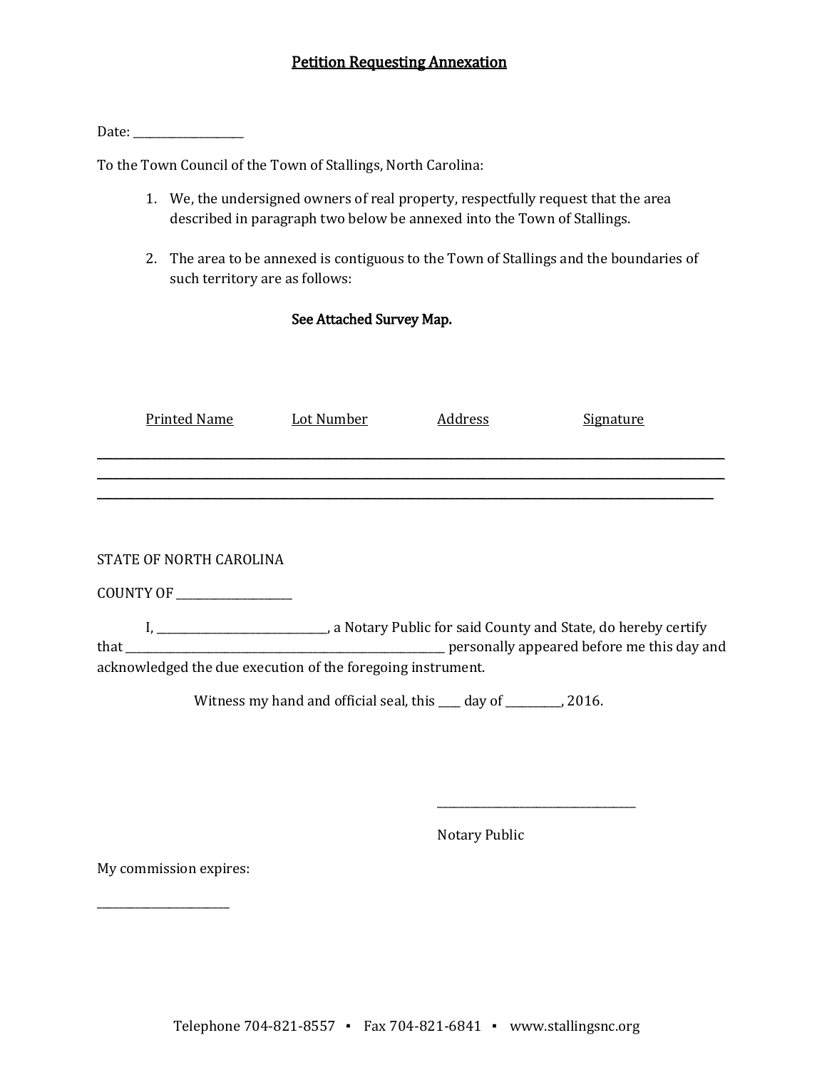# Petition Requesting Annexation

Date: ___________________

To the Town Council of the Town of Stallings, North Carolina:

1. We, the undersigned owners of real property, respectfully request that the area described in paragraph two below be annexed into the Town of Stallings.

2. The area to be annexed is contiguous to the Town of Stallings and the boundaries of such territory are as follows:

**See Attached Survey Map.**

| Printed Name | Lot Number | Address | Signature |
|---|---|---|---|
| | | | |
| | | | |
| | | | |

STATE OF NORTH CAROLINA

COUNTY OF ____________________

I, ______________________________, a Notary Public for said County and State, do hereby certify that ___________________________________________________________ personally appeared before me this day and acknowledged the due execution of the foregoing instrument.

Witness my hand and official seal, this ____ day of __________, 2016.

____________________________________

Notary Public

My commission expires:

________________________

Telephone 704-821-8557 ▪ Fax 704-821-6841 ▪ www.stallingsnc.org